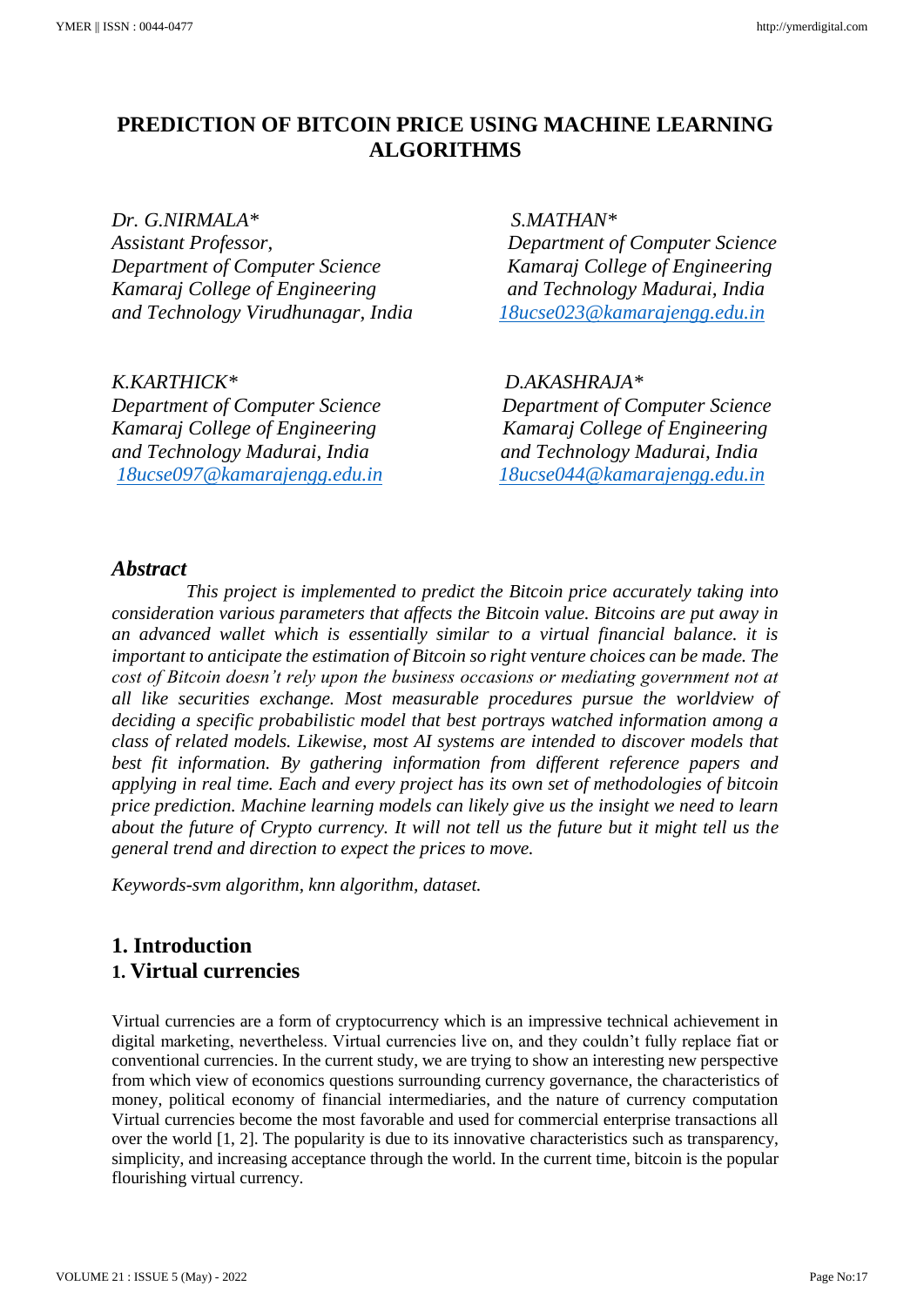# PREDICTION OF BITCOIN PRICE USING MACHINE LEARNING ALGORITHMS

*Dr. G.NIRMALA**
*Assistant Professor,*
*Department of Computer Science*
*Kamaraj College of Engineering*
*and Technology Virudhunagar, India*

*S.MATHAN**
*Department of Computer Science*
*Kamaraj College of Engineering*
*and Technology Madurai, India*
*18ucse023@kamarajengg.edu.in*

*K.KARTHICK**
*Department of Computer Science*
*Kamaraj College of Engineering*
*and Technology Madurai, India*
*18ucse097@kamarajengg.edu.in*

*D.AKASHRAJA**
*Department of Computer Science*
*Kamaraj College of Engineering*
*and Technology Madurai, India*
*18ucse044@kamarajengg.edu.in*

## *Abstract*

*This project is implemented to predict the Bitcoin price accurately taking into consideration various parameters that affects the Bitcoin value. Bitcoins are put away in an advanced wallet which is essentially similar to a virtual financial balance. it is important to anticipate the estimation of Bitcoin so right venture choices can be made. The cost of Bitcoin doesn't rely upon the business occasions or mediating government not at all like securities exchange. Most measurable procedures pursue the worldview of deciding a specific probabilistic model that best portrays watched information among a class of related models. Likewise, most AI systems are intended to discover models that best fit information. By gathering information from different reference papers and applying in real time. Each and every project has its own set of methodologies of bitcoin price prediction. Machine learning models can likely give us the insight we need to learn about the future of Crypto currency. It will not tell us the future but it might tell us the general trend and direction to expect the prices to move.*

*Keywords-svm algorithm, knn algorithm, dataset.*

## 1. Introduction

## 1. Virtual currencies

Virtual currencies are a form of cryptocurrency which is an impressive technical achievement in digital marketing, nevertheless. Virtual currencies live on, and they couldn't fully replace fiat or conventional currencies. In the current study, we are trying to show an interesting new perspective from which view of economics questions surrounding currency governance, the characteristics of money, political economy of financial intermediaries, and the nature of currency computation Virtual currencies become the most favorable and used for commercial enterprise transactions all over the world [1, 2]. The popularity is due to its innovative characteristics such as transparency, simplicity, and increasing acceptance through the world. In the current time, bitcoin is the popular flourishing virtual currency.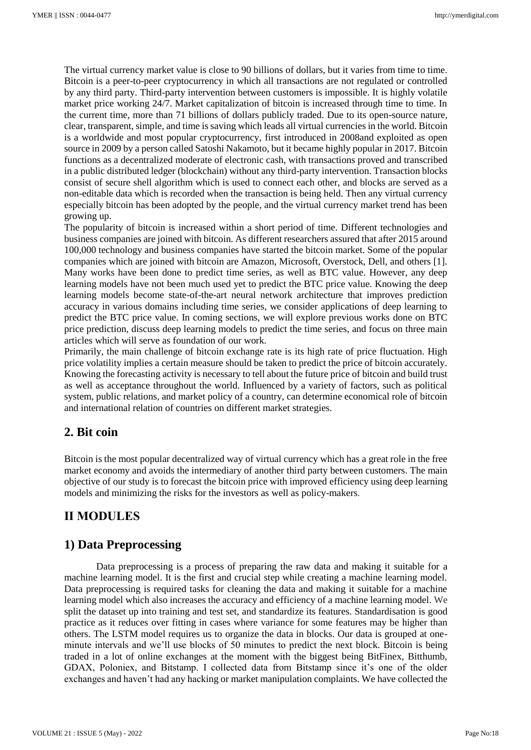The virtual currency market value is close to 90 billions of dollars, but it varies from time to time. Bitcoin is a peer-to-peer cryptocurrency in which all transactions are not regulated or controlled by any third party. Third-party intervention between customers is impossible. It is highly volatile market price working 24/7. Market capitalization of bitcoin is increased through time to time. In the current time, more than 71 billions of dollars publicly traded. Due to its open-source nature, clear, transparent, simple, and time is saving which leads all virtual currencies in the world. Bitcoin is a worldwide and most popular cryptocurrency, first introduced in 2008and exploited as open source in 2009 by a person called Satoshi Nakamoto, but it became highly popular in 2017. Bitcoin functions as a decentralized moderate of electronic cash, with transactions proved and transcribed in a public distributed ledger (blockchain) without any third-party intervention. Transaction blocks consist of secure shell algorithm which is used to connect each other, and blocks are served as a non-editable data which is recorded when the transaction is being held. Then any virtual currency especially bitcoin has been adopted by the people, and the virtual currency market trend has been growing up.

The popularity of bitcoin is increased within a short period of time. Different technologies and business companies are joined with bitcoin. As different researchers assured that after 2015 around 100,000 technology and business companies have started the bitcoin market. Some of the popular companies which are joined with bitcoin are Amazon, Microsoft, Overstock, Dell, and others [1]. Many works have been done to predict time series, as well as BTC value. However, any deep learning models have not been much used yet to predict the BTC price value. Knowing the deep learning models become state-of-the-art neural network architecture that improves prediction accuracy in various domains including time series, we consider applications of deep learning to predict the BTC price value. In coming sections, we will explore previous works done on BTC price prediction, discuss deep learning models to predict the time series, and focus on three main articles which will serve as foundation of our work.

Primarily, the main challenge of bitcoin exchange rate is its high rate of price fluctuation. High price volatility implies a certain measure should be taken to predict the price of bitcoin accurately. Knowing the forecasting activity is necessary to tell about the future price of bitcoin and build trust as well as acceptance throughout the world. Influenced by a variety of factors, such as political system, public relations, and market policy of a country, can determine economical role of bitcoin and international relation of countries on different market strategies.

## 2. Bit coin

Bitcoin is the most popular decentralized way of virtual currency which has a great role in the free market economy and avoids the intermediary of another third party between customers. The main objective of our study is to forecast the bitcoin price with improved efficiency using deep learning models and minimizing the risks for the investors as well as policy-makers.

## II MODULES

## 1) Data Preprocessing

Data preprocessing is a process of preparing the raw data and making it suitable for a machine learning model. It is the first and crucial step while creating a machine learning model. Data preprocessing is required tasks for cleaning the data and making it suitable for a machine learning model which also increases the accuracy and efficiency of a machine learning model. We split the dataset up into training and test set, and standardize its features. Standardisation is good practice as it reduces over fitting in cases where variance for some features may be higher than others. The LSTM model requires us to organize the data in blocks. Our data is grouped at one-minute intervals and we'll use blocks of 50 minutes to predict the next block. Bitcoin is being traded in a lot of online exchanges at the moment with the biggest being BitFinex, Bitthumb, GDAX, Poloniex, and Bitstamp. I collected data from Bitstamp since it's one of the older exchanges and haven't had any hacking or market manipulation complaints. We have collected the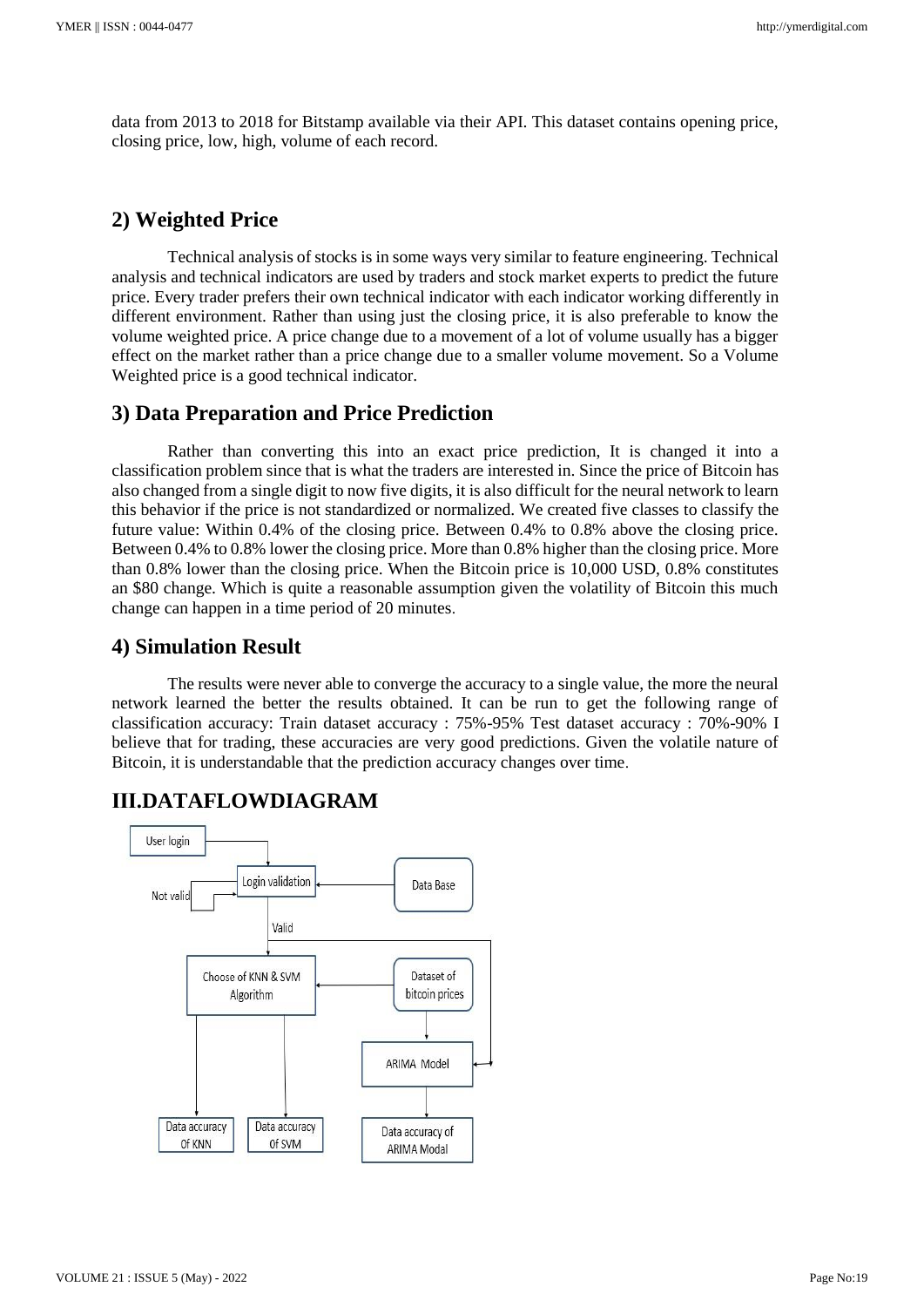data from 2013 to 2018 for Bitstamp available via their API. This dataset contains opening price, closing price, low, high, volume of each record.

## 2) Weighted Price

Technical analysis of stocks is in some ways very similar to feature engineering. Technical analysis and technical indicators are used by traders and stock market experts to predict the future price. Every trader prefers their own technical indicator with each indicator working differently in different environment. Rather than using just the closing price, it is also preferable to know the volume weighted price. A price change due to a movement of a lot of volume usually has a bigger effect on the market rather than a price change due to a smaller volume movement. So a Volume Weighted price is a good technical indicator.

## 3) Data Preparation and Price Prediction

Rather than converting this into an exact price prediction, It is changed it into a classification problem since that is what the traders are interested in. Since the price of Bitcoin has also changed from a single digit to now five digits, it is also difficult for the neural network to learn this behavior if the price is not standardized or normalized. We created five classes to classify the future value: Within 0.4% of the closing price. Between 0.4% to 0.8% above the closing price. Between 0.4% to 0.8% lower the closing price. More than 0.8% higher than the closing price. More than 0.8% lower than the closing price. When the Bitcoin price is 10,000 USD, 0.8% constitutes an $80 change. Which is quite a reasonable assumption given the volatility of Bitcoin this much change can happen in a time period of 20 minutes.

## 4) Simulation Result

The results were never able to converge the accuracy to a single value, the more the neural network learned the better the results obtained. It can be run to get the following range of classification accuracy: Train dataset accuracy : 75%-95% Test dataset accuracy : 70%-90% I believe that for trading, these accuracies are very good predictions. Given the volatile nature of Bitcoin, it is understandable that the prediction accuracy changes over time.

# III.DATAFLOWDIAGRAM

User login

Login validation

Not valid

Data Base

Valid

Choose of KNN & SVM Algorithm

Dataset of bitcoin prices

ARIMA Model

Data accuracy Of KNN

Data accuracy Of SVM

Data accuracy of ARIMA Modal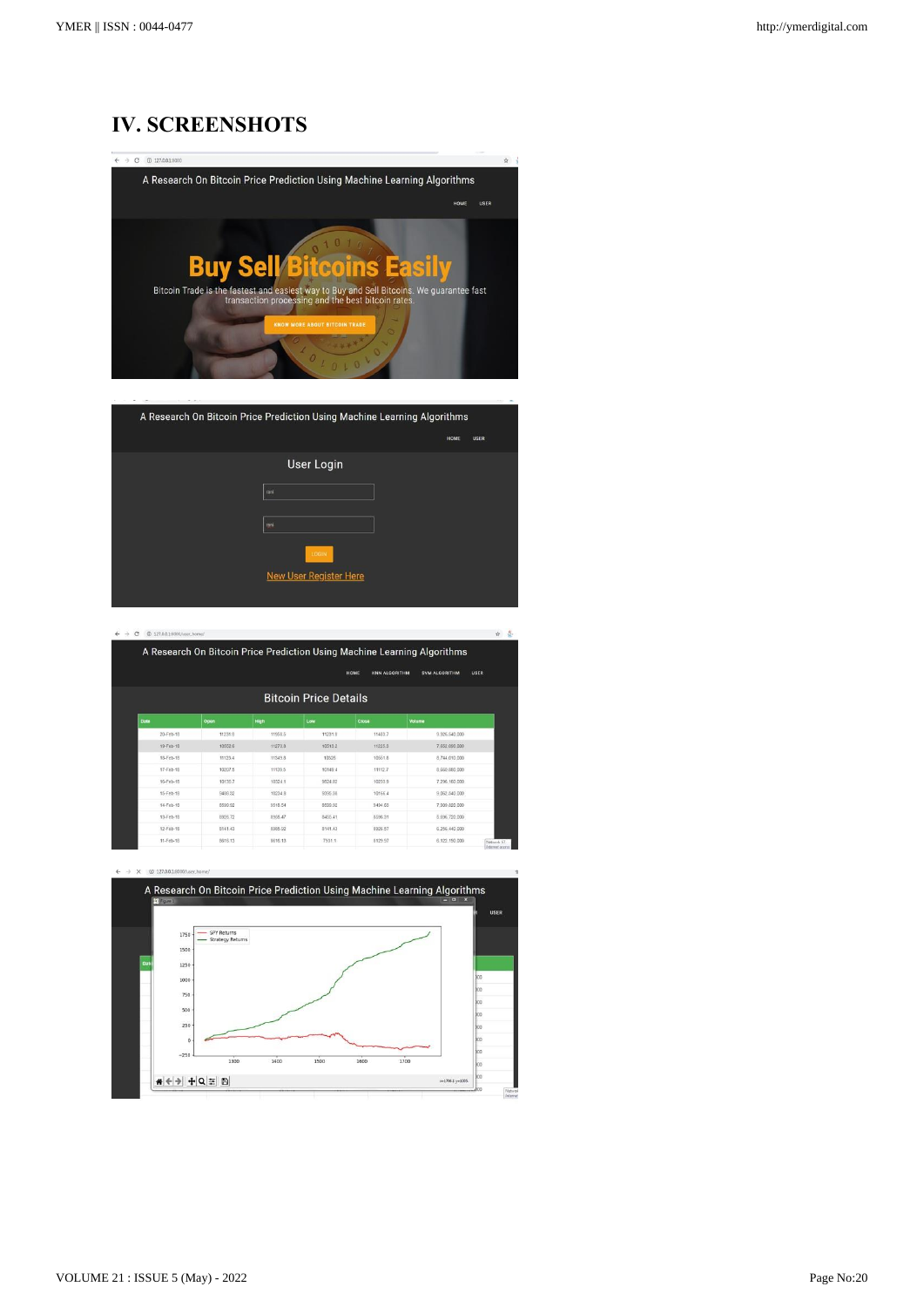# IV. SCREENSHOTS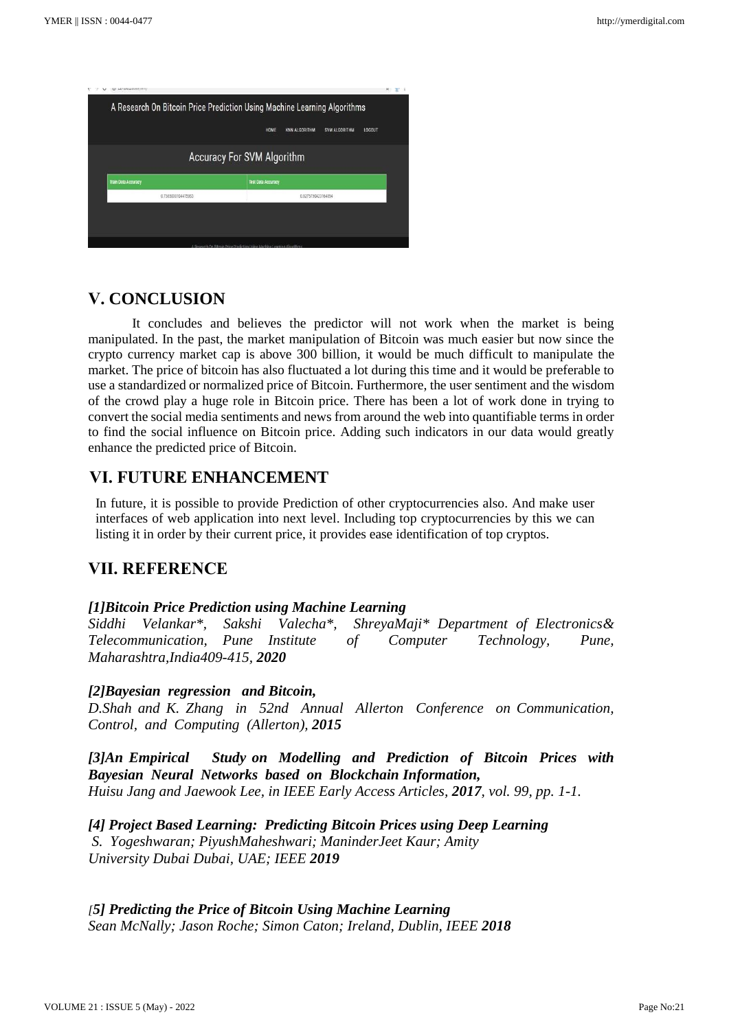A Research On Bitcoin Price Prediction Using Machine Learning Algorithms

HOME KNN ALGORITHM SVM ALGORITHM LOGOUT

Accuracy For SVM Algorithm

| Train Data Accuracy | Test Data Accuracy |
| --- | --- |
| 0.7365000104475953 | 0.5275798423184894 |

## V. CONCLUSION

It concludes and believes the predictor will not work when the market is being manipulated. In the past, the market manipulation of Bitcoin was much easier but now since the crypto currency market cap is above 300 billion, it would be much difficult to manipulate the market. The price of bitcoin has also fluctuated a lot during this time and it would be preferable to use a standardized or normalized price of Bitcoin. Furthermore, the user sentiment and the wisdom of the crowd play a huge role in Bitcoin price. There has been a lot of work done in trying to convert the social media sentiments and news from around the web into quantifiable terms in order to find the social influence on Bitcoin price. Adding such indicators in our data would greatly enhance the predicted price of Bitcoin.

## VI. FUTURE ENHANCEMENT

In future, it is possible to provide Prediction of other cryptocurrencies also. And make user interfaces of web application into next level. Including top cryptocurrencies by this we can listing it in order by their current price, it provides ease identification of top cryptos.

## VII. REFERENCE

***[1]Bitcoin Price Prediction using Machine Learning***
*Siddhi Velankar\*, Sakshi Valecha\*, ShreyaMaji\* Department of Electronics& Telecommunication, Pune Institute of Computer Technology, Pune, Maharashtra,India409-415,* ***2020***

***[2]Bayesian regression and Bitcoin,***
*D.Shah and K. Zhang in 52nd Annual Allerton Conference on Communication, Control, and Computing (Allerton),* ***2015***

***[3]An Empirical Study on Modelling and Prediction of Bitcoin Prices with Bayesian Neural Networks based on Blockchain Information,***
*Huisu Jang and Jaewook Lee, in IEEE Early Access Articles,* ***2017****, vol. 99, pp. 1-1.*

***[4] Project Based Learning: Predicting Bitcoin Prices using Deep Learning***
*S. Yogeshwaran; PiyushMaheshwari; ManinderJeet Kaur; Amity University Dubai Dubai, UAE; IEEE* ***2019***

***[5] Predicting the Price of Bitcoin Using Machine Learning***
*Sean McNally; Jason Roche; Simon Caton; Ireland, Dublin, IEEE* ***2018***